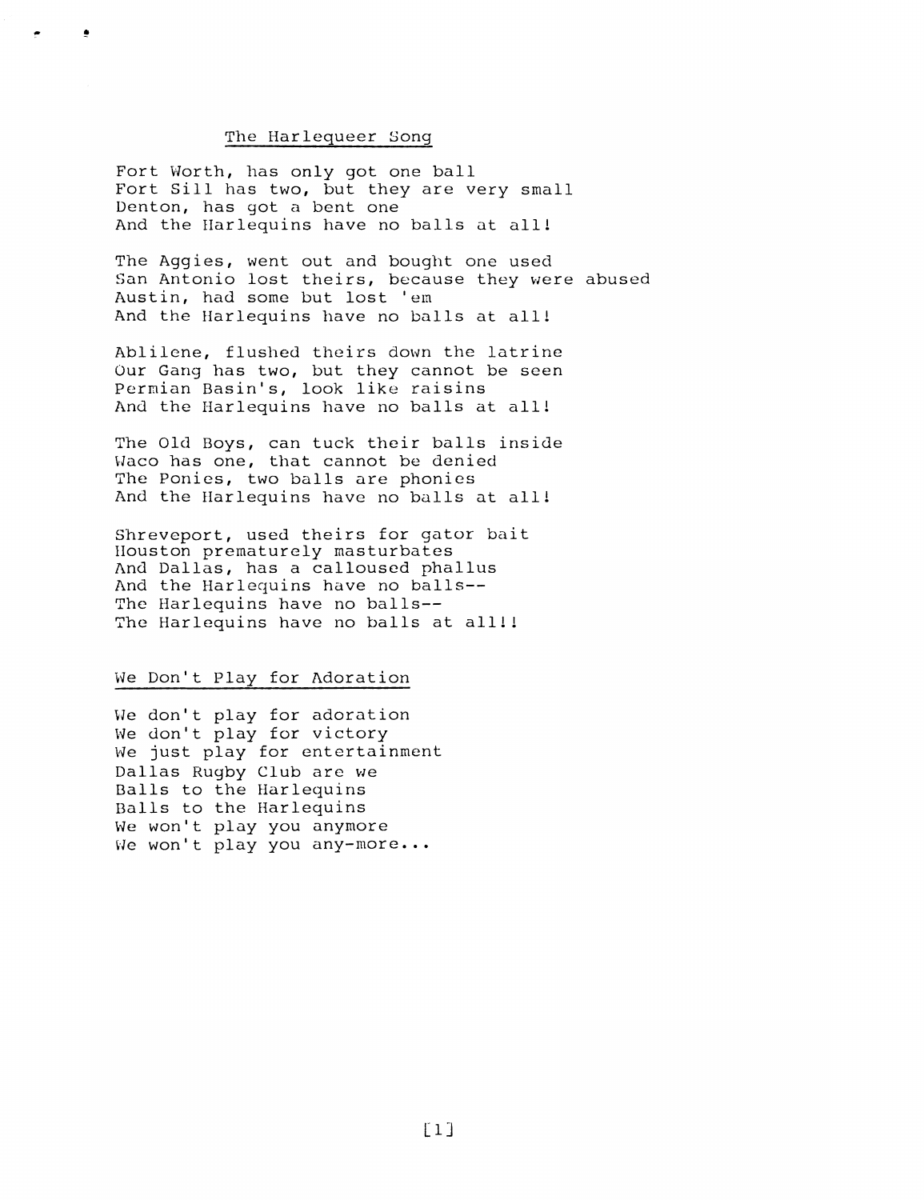## The Harlequeer Song

Fort Worth, has only got one ball  
Fort Sill has two, but they are very small  
Denton, has got a bent one  
And the Harlequins have no balls at all!

The Aggies, went out and bought one used  
San Antonio lost theirs, because they were abused  
Austin, had some but lost 'em  
And the Harlequins have no balls at all!

Ablilene, flushed theirs down the latrine  
Our Gang has two, but they cannot be seen  
Permian Basin's, look like raisins  
And the Harlequins have no balls at all!

The Old Boys, can tuck their balls inside  
Waco has one, that cannot be denied  
The Ponies, two balls are phonies  
And the Harlequins have no balls at all!

Shreveport, used theirs for gator bait  
Houston prematurely masturbates  
And Dallas, has a calloused phallus  
And the Harlequins have no balls--  
The Harlequins have no balls--  
The Harlequins have no balls at all!!

## We Don't Play for Adoration

We don't play for adoration  
We don't play for victory  
We just play for entertainment  
Dallas Rugby Club are we  
Balls to the Harlequins  
Balls to the Harlequins  
We won't play you anymore  
We won't play you any-more...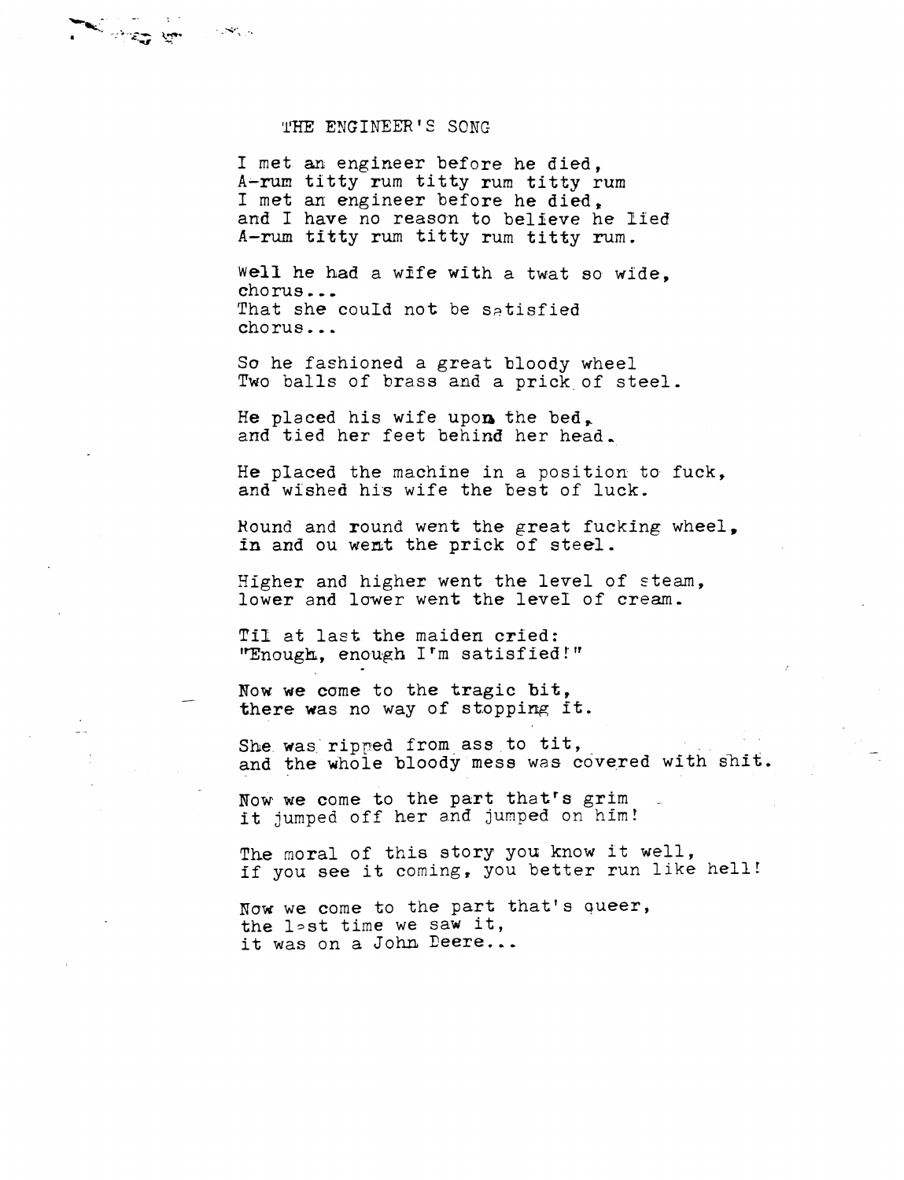# THE ENGINEER'S SONG

I met an engineer before he died,
A-rum titty rum titty rum titty rum
I met an engineer before he died,
and I have no reason to believe he lied
A-rum titty rum titty rum titty rum.

Well he had a wife with a twat so wide,
chorus...
That she could not be satisfied
chorus...

So he fashioned a great bloody wheel
Two balls of brass and a prick of steel.

He placed his wife upon the bed,
and tied her feet behind her head.

He placed the machine in a position to fuck,
and wished his wife the best of luck.

Round and round went the great fucking wheel,
in and ou went the prick of steel.

Higher and higher went the level of steam,
lower and lower went the level of cream.

Til at last the maiden cried:
"Enough, enough I'm satisfied!"

Now we come to the tragic bit,
there was no way of stopping it.

She was ripped from ass to tit,
and the whole bloody mess was covered with shit.

Now we come to the part that's grim
it jumped off her and jumped on him!

The moral of this story you know it well,
if you see it coming, you better run like hell!

Now we come to the part that's queer,
the last time we saw it,
it was on a John Deere...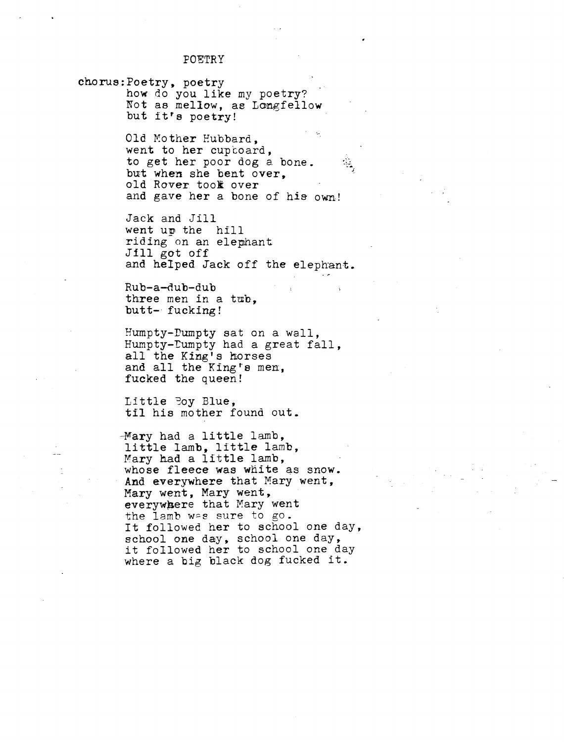# POETRY

chorus: Poetry, poetry  
how do you like my poetry?  
Not as mellow, as Longfellow  
but it's poetry!

Old Mother Hubbard,  
went to her cupboard,  
to get her poor dog a bone.  
but when she bent over,  
old Rover took over  
and gave her a bone of his own!

Jack and Jill  
went up the hill  
riding on an elephant  
Jill got off  
and helped Jack off the elephant.

Rub-a-dub-dub  
three men in a tub,  
butt- fucking!

Humpty-Dumpty sat on a wall,  
Humpty-Dumpty had a great fall,  
all the King's horses  
and all the King's men,  
fucked the queen!

Little Boy Blue,  
til his mother found out.

Mary had a little lamb,  
little lamb, little lamb,  
Mary had a little lamb,  
whose fleece was white as snow.  
And everywhere that Mary went,  
Mary went, Mary went,  
everywhere that Mary went  
the lamb was sure to go.  
It followed her to school one day,  
school one day, school one day,  
it followed her to school one day  
where a big black dog fucked it.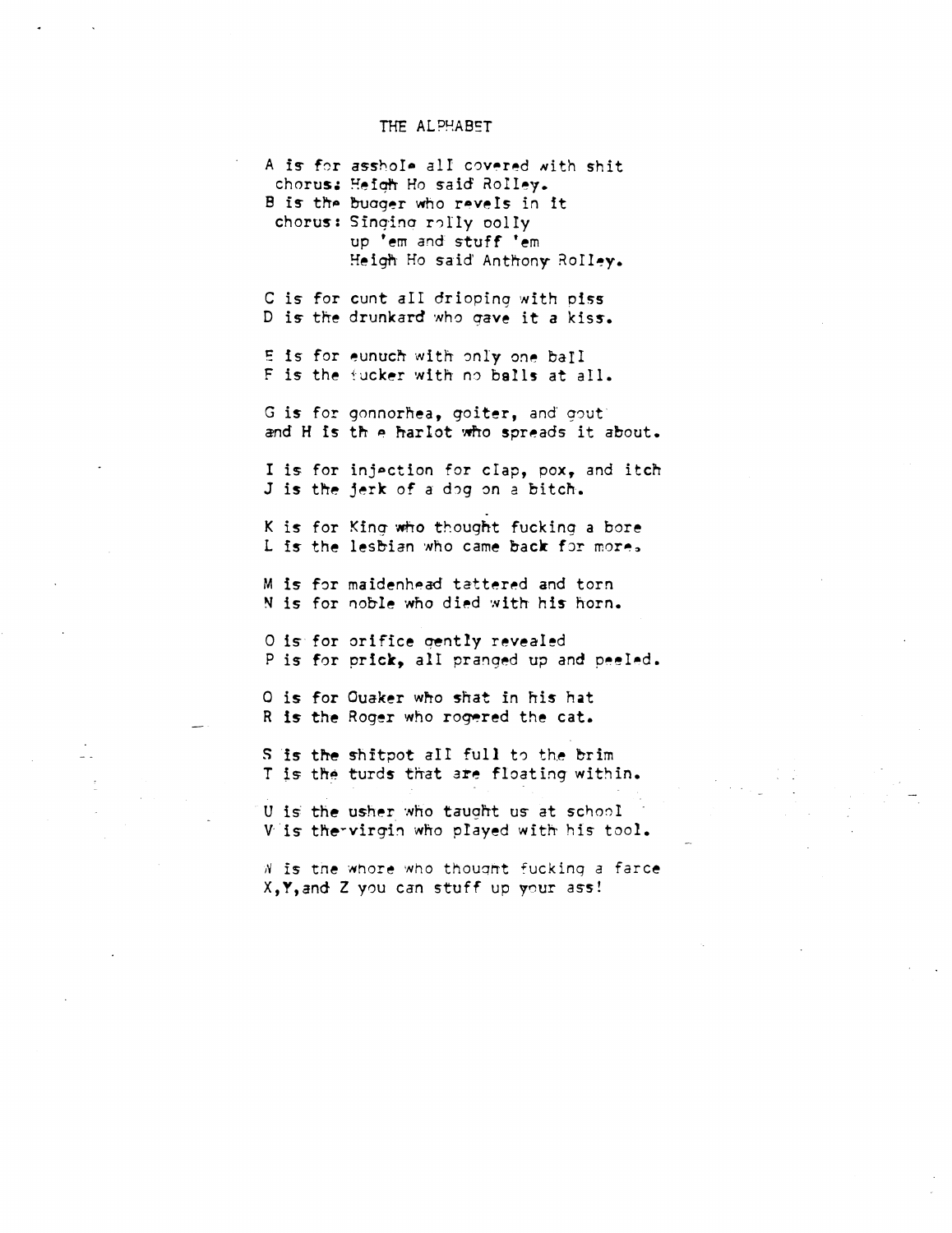# THE ALPHABET

A is for asshole all covered with shit
 chorus: Heigh Ho said Rolley.
B is the bugger who revels in it
 chorus: Singing rolly polly
  up 'em and stuff 'em
  Heigh Ho said Anthony Rolley.

C is for cunt all dripping with piss
D is the drunkard who gave it a kiss.

E is for eunuch with only one ball
F is the fucker with no balls at all.

G is for gonnorhea, goiter, and gout
and H is the harlot who spreads it about.

I is for injection for clap, pox, and itch
J is the jerk of a dog on a bitch.

K is for King who thought fucking a bore
L is the lesbian who came back for more.

M is for maidenhead tattered and torn
N is for noble who died with his horn.

O is for orifice gently revealed
P is for prick, all pranged up and peeled.

Q is for Quaker who shat in his hat
R is the Roger who rogered the cat.

S is the shitpot all full to the brim
T is the turds that are floating within.

U is the usher who taught us at school
V is the virgin who played with his tool.

W is the whore who thought fucking a farce
X, Y, and Z you can stuff up your ass!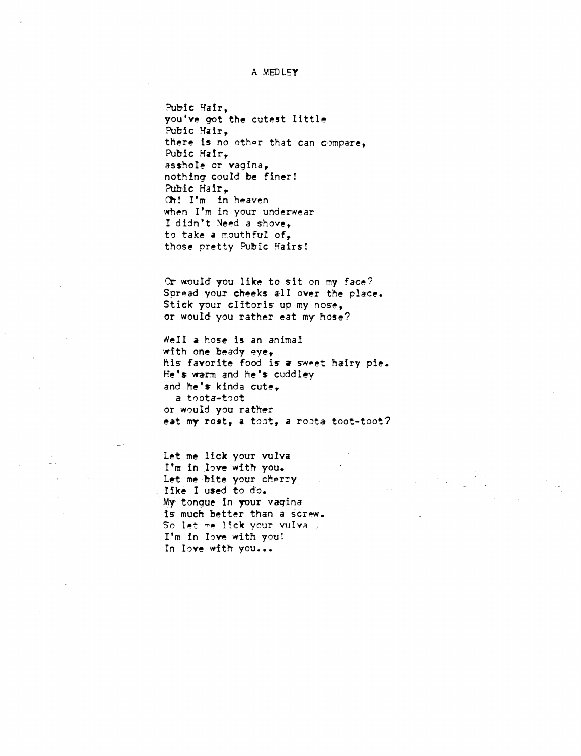# A MEDLEY

Pubic Hair,  
you've got the cutest little  
Pubic Hair,  
there is no other that can compare,  
Pubic Hair,  
asshole or vagina,  
nothing could be finer!  
Pubic Hair,  
Oh! I'm in heaven  
when I'm in your underwear  
I didn't Need a shove,  
to take a mouthful of,  
those pretty Pubic Hairs!

Or would you like to sit on my face?  
Spread your cheeks all over the place.  
Stick your clitoris up my nose,  
or would you rather eat my hose?

Well a hose is an animal  
with one beady eye,  
his favorite food is a sweet hairy pie.  
He's warm and he's cuddley  
and he's kinda cute,  
a toota-toot  
or would you rather  
eat my rost, a toot, a roota toot-toot?

Let me lick your vulva  
I'm in love with you.  
Let me bite your cherry  
like I used to do.  
My tongue in your vagina  
is much better than a screw.  
So let me lick your vulva  
I'm in love with you!  
In love with you...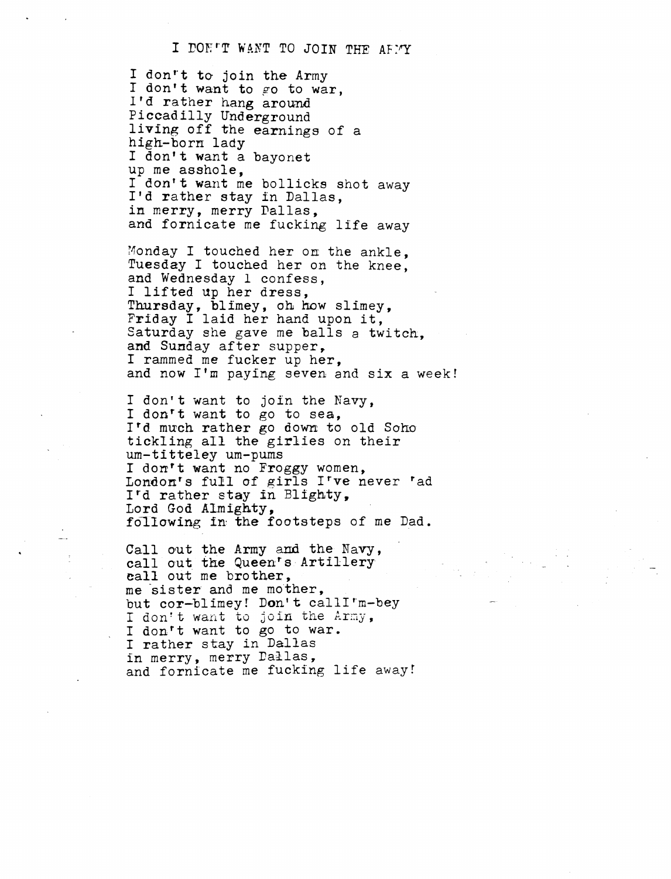# I DON'T WANT TO JOIN THE ARMY

I don't to join the Army
I don't want to go to war,
I'd rather hang around
Piccadilly Underground
living off the earnings of a
high-born lady
I don't want a bayonet
up me asshole,
I don't want me bollicks shot away
I'd rather stay in Dallas,
in merry, merry Dallas,
and fornicate me fucking life away

Monday I touched her on the ankle,
Tuesday I touched her on the knee,
and Wednesday I confess,
I lifted up her dress,
Thursday, blimey, oh how slimey,
Friday I laid her hand upon it,
Saturday she gave me balls a twitch,
and Sunday after supper,
I rammed me fucker up her,
and now I'm paying seven and six a week!

I don't want to join the Navy,
I don't want to go to sea,
I'd much rather go down to old Soho
tickling all the girlies on their
um-titteley um-pums
I don't want no Froggy women,
London's full of girls I've never 'ad
I'd rather stay in Blighty,
Lord God Almighty,
following in the footsteps of me Dad.

Call out the Army and the Navy,
call out the Queen's Artillery
call out me brother,
me sister and me mother,
but cor-blimey! Don't callI'm-bey
I don't want to join the Army,
I don't want to go to war.
I rather stay in Dallas
in merry, merry Dallas,
and fornicate me fucking life away!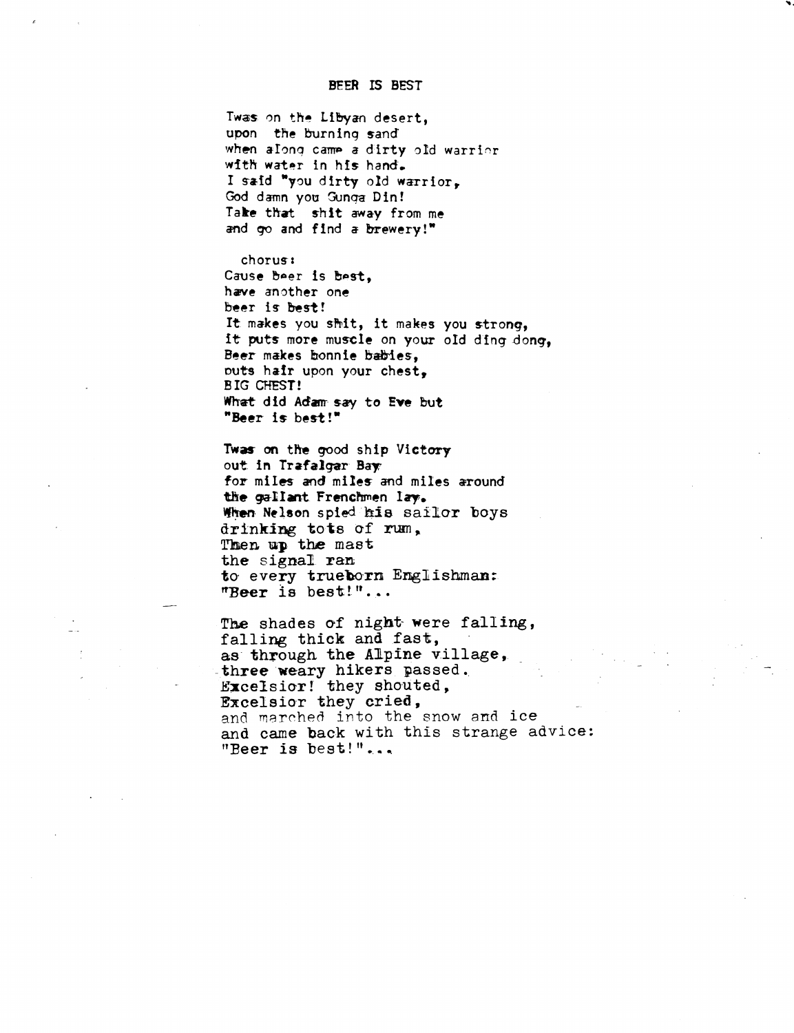## BEER IS BEST

Twas on the Libyan desert,
upon the burning sand
when along came a dirty old warrior
with water in his hand.
I said "you dirty old warrior,
God damn you Gunga Din!
Take that shit away from me
and go and find a brewery!"

chorus:
Cause beer is best,
have another one
beer is best!
It makes you shit, it makes you strong,
it puts more muscle on your old ding dong,
Beer makes bonnie babies,
puts hair upon your chest,
BIG CHEST!
What did Adam say to Eve but
"Beer is best!"

Twas on the good ship Victory
out in Trafalgar Bay
for miles and miles and miles around
the gallant Frenchmen lay.
When Nelson spied his sailor boys
drinking tots of rum,
Then up the mast
the signal ran
to every trueborn Englishman:
"Beer is best!"...

The shades of night were falling,
falling thick and fast,
as through the Alpine village,
three weary hikers passed.
Excelsior! they shouted,
Excelsior they cried,
and marched into the snow and ice
and came back with this strange advice:
"Beer is best!"...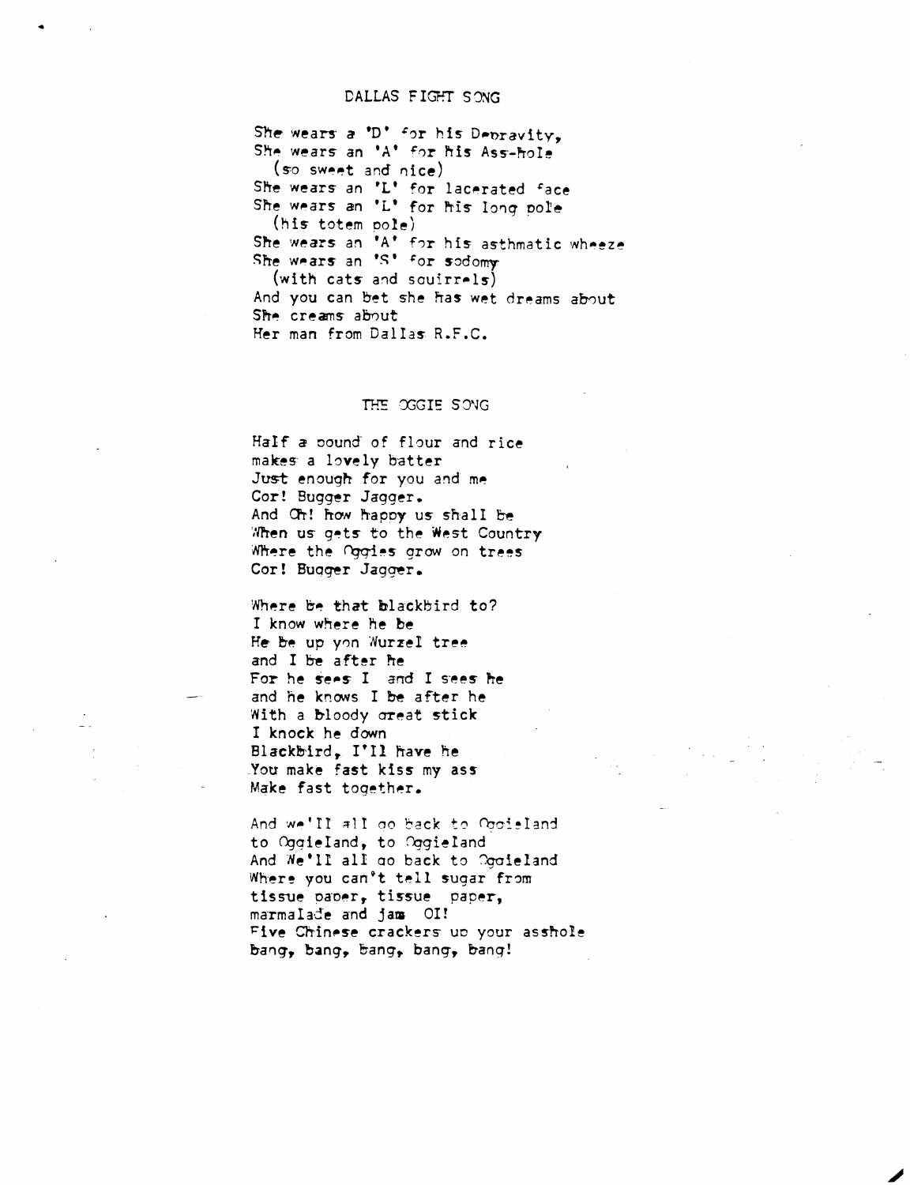## DALLAS FIGHT SONG

She wears a 'D' for his Depravity,
She wears an 'A' for his Ass-hole
  (so sweet and nice)
She wears an 'L' for lacerated face
She wears an 'L' for his long pole
  (his totem pole)
She wears an 'A' for his asthmatic wheeze
She wears an 'S' for sodomy
  (with cats and squirrels)
And you can bet she has wet dreams about
She creams about
Her man from Dallas R.F.C.

## THE OGGIE SONG

Half a pound of flour and rice
makes a lovely batter
Just enough for you and me
Cor! Bugger Jagger.
And Oh! how happy us shall be
When us gets to the West Country
Where the Oggies grow on trees
Cor! Bugger Jagger.

Where be that blackbird to?
I know where he be
He be up yon Wurzel tree
and I be after he
For he sees I and I sees he
and he knows I be after he
With a bloody great stick
I knock he down
Blackbird, I'll have he
You make fast kiss my ass
Make fast together.

And we'll all go back to Oggieland
to Oggieland, to Oggieland
And We'll all go back to Oggieland
Where you can't tell sugar from
tissue paper, tissue paper,
marmalade and jam OI!
Five Chinese crackers up your asshole
bang, bang, bang, bang, bang!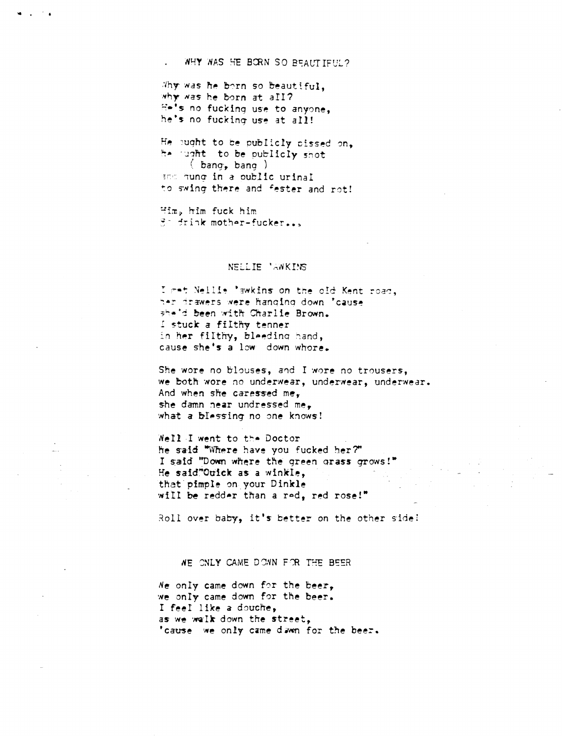## WHY WAS HE BORN SO BEAUTIFUL?

Why was he born so beautiful,
why was he born at all?
He's no fucking use to anyone,
he's no fucking use at all!

He ought to be publicly pissed on,
he ought to be publicly shot
( bang, bang )
and hung in a public urinal
to swing there and fester and rot!

Him, him fuck him
So drink mother-fucker...

## NELLIE 'AWKINS

I met Nellie 'awkins on the old Kent road,
her drawers were hanging down 'cause
she'd been with Charlie Brown.
I stuck a filthy tenner
in her filthy, bleeding hand,
cause she's a low down whore.

She wore no blouses, and I wore no trousers,
we both wore no underwear, underwear, underwear.
And when she caressed me,
she damn near undressed me,
what a blessing no one knows!

Well I went to the Doctor
he said "Where have you fucked her?"
I said "Down where the green grass grows!"
He said "Quick as a winkle,
that pimple on your Dinkle
will be redder than a red, red rose!"

Roll over baby, it's better on the other side!

## WE ONLY CAME DOWN FOR THE BEER

We only came down for the beer,
we only came down for the beer.
I feel like a douche,
as we walk down the street,
'cause we only came down for the beer.